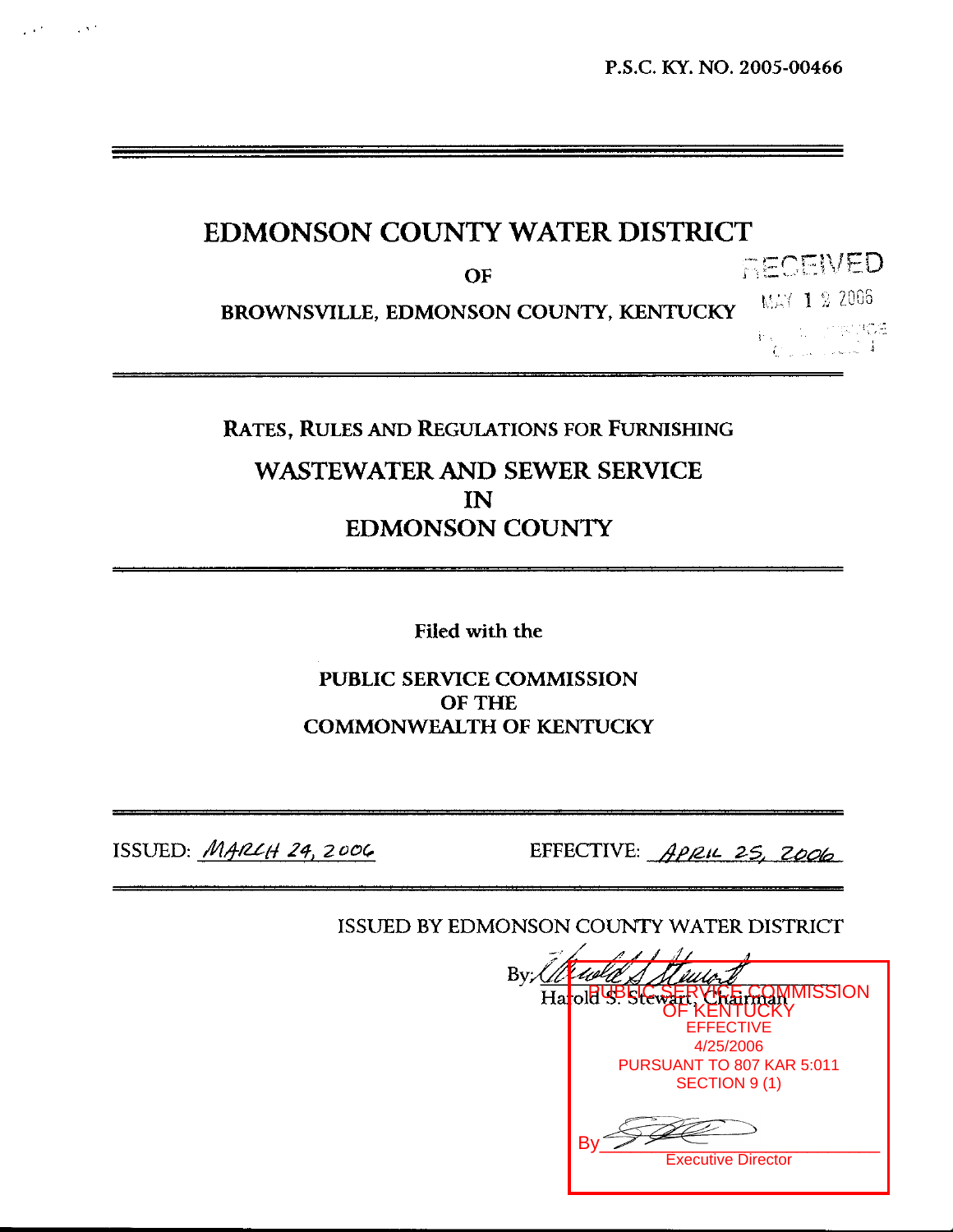P.S.C. KY. NO. 2005-00466

# EDMONSON COUNTY WATER DISTRICT

OF

BROWNSVILLE, EDMONSON COUNTY, KENTUCKY

RECEIVED
MAY 1 2 2006

## RATES, RULES AND REGULATIONS FOR FURNISHING

## WASTEWATER AND SEWER SERVICE
## IN
## EDMONSON COUNTY

Filed with the

PUBLIC SERVICE COMMISSION
OF THE
COMMONWEALTH OF KENTUCKY

ISSUED: *MARCH 24, 2006*

EFFECTIVE: *APRIL 25, 2006*

ISSUED BY EDMONSON COUNTY WATER DISTRICT

By: *Harold S. Stewart*
Harold S. Stewart, Chairman

PUBLIC SERVICE COMMISSION
OF KENTUCKY
EFFECTIVE
4/25/2006
PURSUANT TO 807 KAR 5:011
SECTION 9 (1)

By ______________________
Executive Director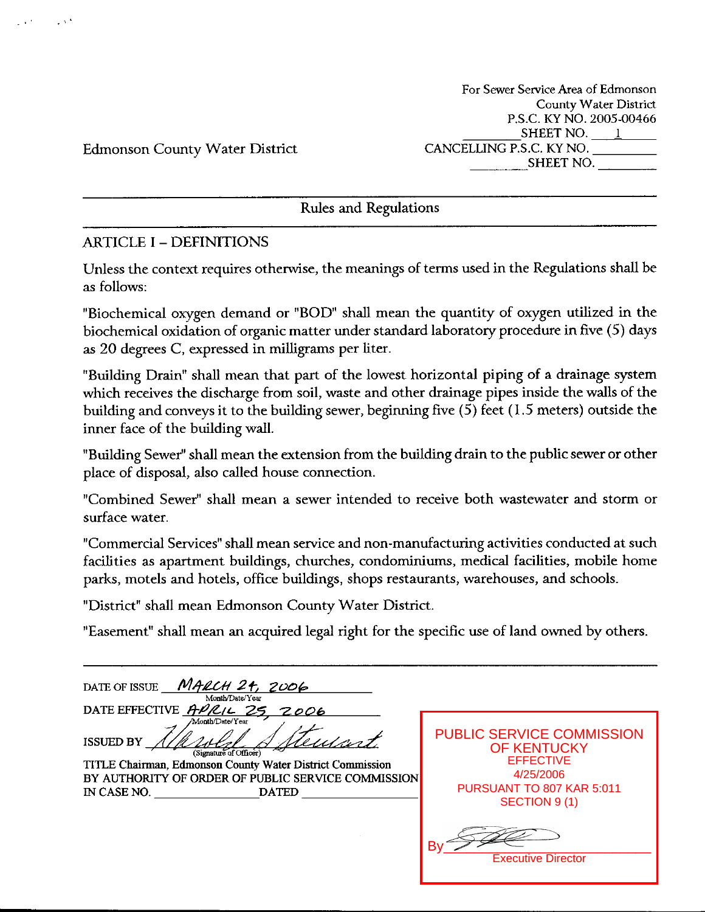Edmonson County Water District

For Sewer Service Area of Edmonson County Water District
P.S.C. KY NO. 2005-00466
SHEET NO. 1
CANCELLING P.S.C. KY NO. ________
SHEET NO. ________

## Rules and Regulations

### ARTICLE I – DEFINITIONS

Unless the context requires otherwise, the meanings of terms used in the Regulations shall be as follows:

"Biochemical oxygen demand or "BOD" shall mean the quantity of oxygen utilized in the biochemical oxidation of organic matter under standard laboratory procedure in five (5) days as 20 degrees C, expressed in milligrams per liter.

"Building Drain" shall mean that part of the lowest horizontal piping of a drainage system which receives the discharge from soil, waste and other drainage pipes inside the walls of the building and conveys it to the building sewer, beginning five (5) feet (1.5 meters) outside the inner face of the building wall.

"Building Sewer" shall mean the extension from the building drain to the public sewer or other place of disposal, also called house connection.

"Combined Sewer" shall mean a sewer intended to receive both wastewater and storm or surface water.

"Commercial Services" shall mean service and non-manufacturing activities conducted at such facilities as apartment buildings, churches, condominiums, medical facilities, mobile home parks, motels and hotels, office buildings, shops restaurants, warehouses, and schools.

"District" shall mean Edmonson County Water District.

"Easement" shall mean an acquired legal right for the specific use of land owned by others.

DATE OF ISSUE March 24, 2006
(Month/Date/Year)
DATE EFFECTIVE April 25, 2006
(Month/Date/Year)
ISSUED BY Harold S. Stewart
(Signature of Officer)
TITLE Chairman, Edmonson County Water District Commission
BY AUTHORITY OF ORDER OF PUBLIC SERVICE COMMISSION
IN CASE NO. ________ DATED ________

PUBLIC SERVICE COMMISSION OF KENTUCKY
EFFECTIVE
4/25/2006
PURSUANT TO 807 KAR 5:011
SECTION 9 (1)
By ________
Executive Director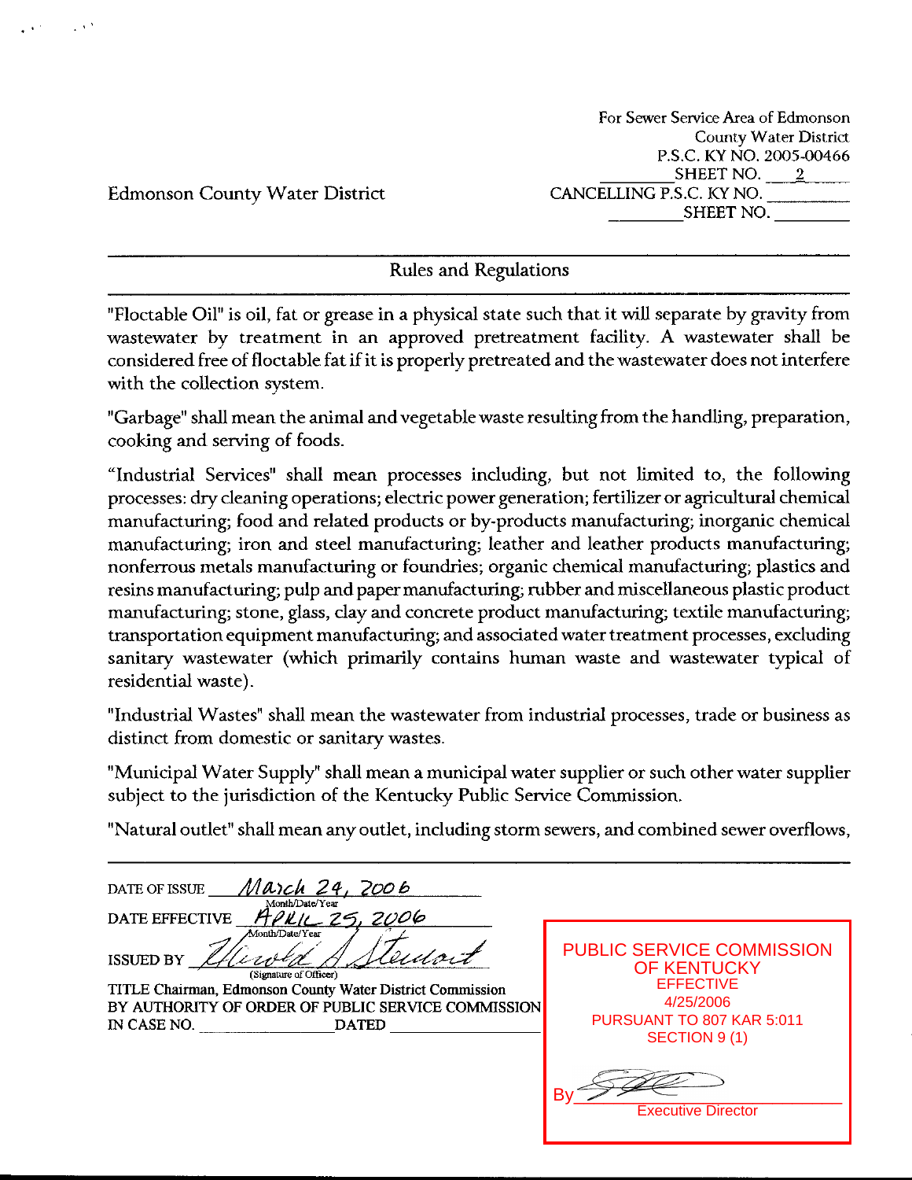For Sewer Service Area of Edmonson County Water District
P.S.C. KY NO. 2005-00466
SHEET NO. 2

Edmonson County Water District

CANCELLING P.S.C. KY NO. ________
SHEET NO. ________

## Rules and Regulations

"Floctable Oil" is oil, fat or grease in a physical state such that it will separate by gravity from wastewater by treatment in an approved pretreatment facility. A wastewater shall be considered free of floctable fat if it is properly pretreated and the wastewater does not interfere with the collection system.

"Garbage" shall mean the animal and vegetable waste resulting from the handling, preparation, cooking and serving of foods.

"Industrial Services" shall mean processes including, but not limited to, the following processes: dry cleaning operations; electric power generation; fertilizer or agricultural chemical manufacturing; food and related products or by-products manufacturing; inorganic chemical manufacturing; iron and steel manufacturing; leather and leather products manufacturing; nonferrous metals manufacturing or foundries; organic chemical manufacturing; plastics and resins manufacturing; pulp and paper manufacturing; rubber and miscellaneous plastic product manufacturing; stone, glass, clay and concrete product manufacturing; textile manufacturing; transportation equipment manufacturing; and associated water treatment processes, excluding sanitary wastewater (which primarily contains human waste and wastewater typical of residential waste).

"Industrial Wastes" shall mean the wastewater from industrial processes, trade or business as distinct from domestic or sanitary wastes.

"Municipal Water Supply" shall mean a municipal water supplier or such other water supplier subject to the jurisdiction of the Kentucky Public Service Commission.

"Natural outlet" shall mean any outlet, including storm sewers, and combined sewer overflows,

---

DATE OF ISSUE March 24, 2006 (Month/Date/Year)

DATE EFFECTIVE April 25, 2006 (Month/Date/Year)

ISSUED BY Harold A. Stewart (Signature of Officer)

TITLE Chairman, Edmonson County Water District Commission

BY AUTHORITY OF ORDER OF PUBLIC SERVICE COMMISSION IN CASE NO. ________ DATED ________

PUBLIC SERVICE COMMISSION OF KENTUCKY
EFFECTIVE
4/25/2006
PURSUANT TO 807 KAR 5:011
SECTION 9 (1)

By ________
Executive Director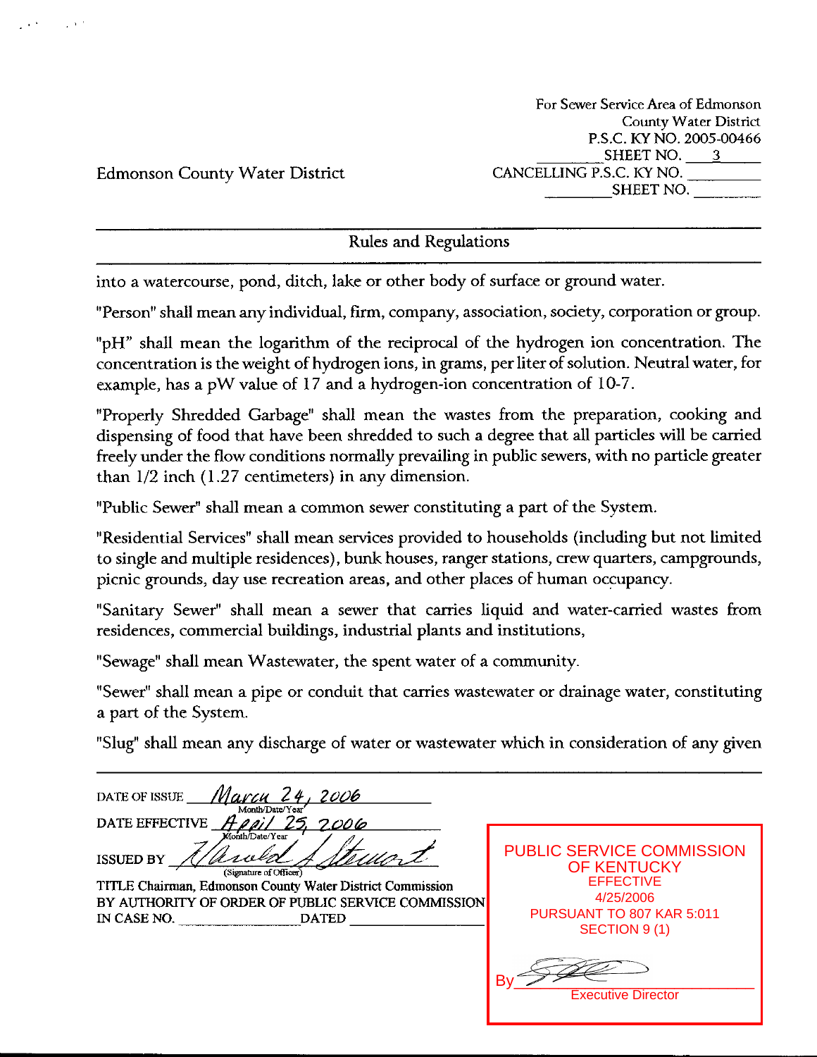Edmonson County Water District

For Sewer Service Area of Edmonson County Water District
P.S.C. KY NO. 2005-00466
SHEET NO. 3
CANCELLING P.S.C. KY NO. ________
SHEET NO. ________

## Rules and Regulations

into a watercourse, pond, ditch, lake or other body of surface or ground water.

"Person" shall mean any individual, firm, company, association, society, corporation or group.

"pH" shall mean the logarithm of the reciprocal of the hydrogen ion concentration. The concentration is the weight of hydrogen ions, in grams, per liter of solution. Neutral water, for example, has a pW value of 17 and a hydrogen-ion concentration of 10-7.

"Properly Shredded Garbage" shall mean the wastes from the preparation, cooking and dispensing of food that have been shredded to such a degree that all particles will be carried freely under the flow conditions normally prevailing in public sewers, with no particle greater than 1/2 inch (1.27 centimeters) in any dimension.

"Public Sewer" shall mean a common sewer constituting a part of the System.

"Residential Services" shall mean services provided to households (including but not limited to single and multiple residences), bunk houses, ranger stations, crew quarters, campgrounds, picnic grounds, day use recreation areas, and other places of human occupancy.

"Sanitary Sewer" shall mean a sewer that carries liquid and water-carried wastes from residences, commercial buildings, industrial plants and institutions,

"Sewage" shall mean Wastewater, the spent water of a community.

"Sewer" shall mean a pipe or conduit that carries wastewater or drainage water, constituting a part of the System.

"Slug" shall mean any discharge of water or wastewater which in consideration of any given

---

DATE OF ISSUE March 24, 2006 (Month/Date/Year)
DATE EFFECTIVE April 25, 2006 (Month/Date/Year)
ISSUED BY Harold A Stewart (Signature of Officer)
TITLE Chairman, Edmonson County Water District Commission
BY AUTHORITY OF ORDER OF PUBLIC SERVICE COMMISSION
IN CASE NO. ________ DATED ________

PUBLIC SERVICE COMMISSION OF KENTUCKY
EFFECTIVE
4/25/2006
PURSUANT TO 807 KAR 5:011 SECTION 9 (1)
By ________
Executive Director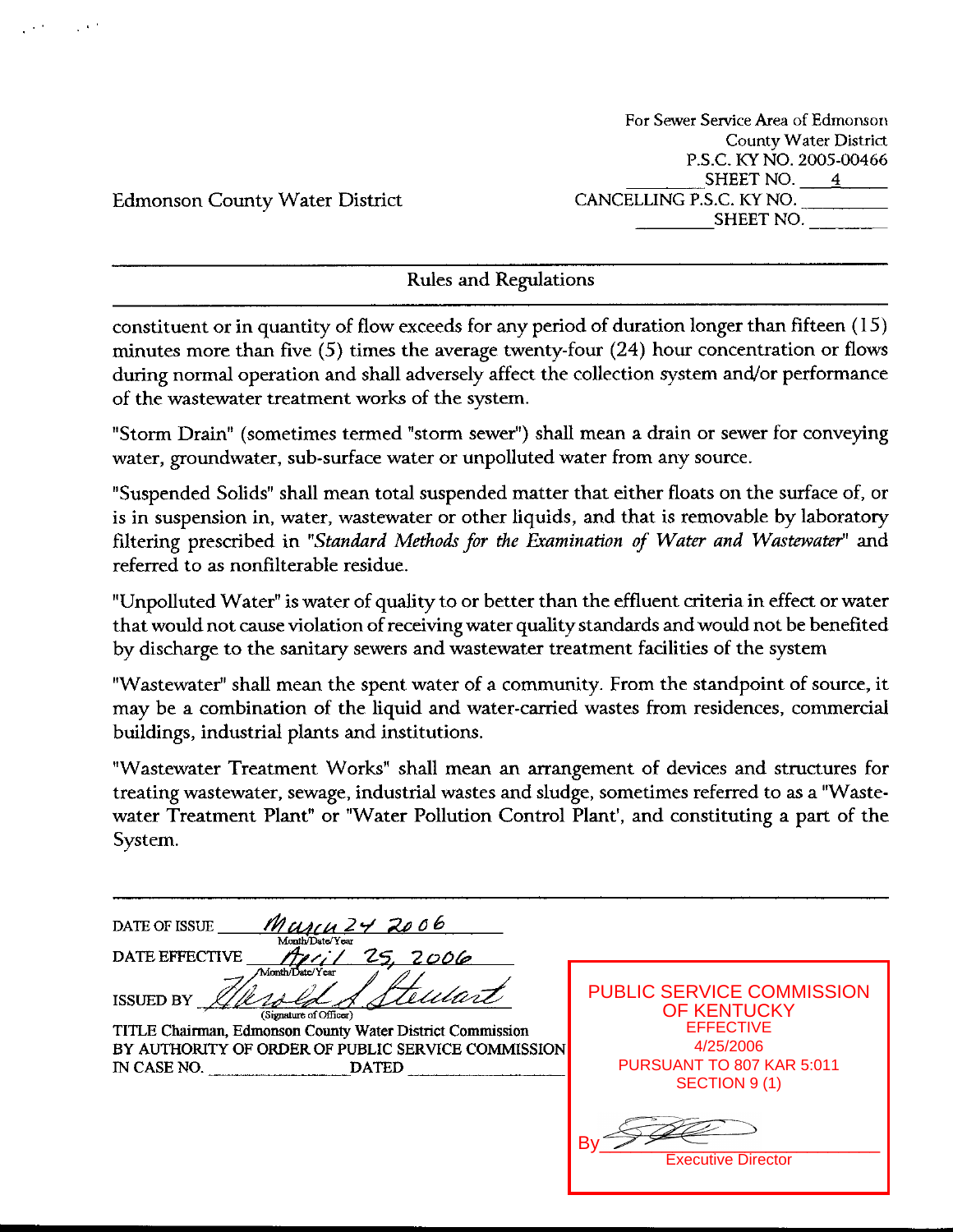Edmonson County Water District

For Sewer Service Area of Edmonson County Water District
P.S.C. KY NO. 2005-00466
SHEET NO. 4
CANCELLING P.S.C. KY NO. ________
SHEET NO. ________

## Rules and Regulations

constituent or in quantity of flow exceeds for any period of duration longer than fifteen (15) minutes more than five (5) times the average twenty-four (24) hour concentration or flows during normal operation and shall adversely affect the collection system and/or performance of the wastewater treatment works of the system.

"Storm Drain" (sometimes termed "storm sewer") shall mean a drain or sewer for conveying water, groundwater, sub-surface water or unpolluted water from any source.

"Suspended Solids" shall mean total suspended matter that either floats on the surface of, or is in suspension in, water, wastewater or other liquids, and that is removable by laboratory filtering prescribed in "*Standard Methods for the Examination of Water and Wastewater*" and referred to as nonfilterable residue.

"Unpolluted Water" is water of quality to or better than the effluent criteria in effect or water that would not cause violation of receiving water quality standards and would not be benefited by discharge to the sanitary sewers and wastewater treatment facilities of the system

"Wastewater" shall mean the spent water of a community. From the standpoint of source, it may be a combination of the liquid and water-carried wastes from residences, commercial buildings, industrial plants and institutions.

"Wastewater Treatment Works" shall mean an arrangement of devices and structures for treating wastewater, sewage, industrial wastes and sludge, sometimes referred to as a "Waste-water Treatment Plant" or "Water Pollution Control Plant', and constituting a part of the System.

DATE OF ISSUE March 24 2006 (Month/Date/Year)
DATE EFFECTIVE April 25, 2006 (Month/Date/Year)
ISSUED BY Harold S Stewart (Signature of Officer)
TITLE Chairman, Edmonson County Water District Commission
BY AUTHORITY OF ORDER OF PUBLIC SERVICE COMMISSION
IN CASE NO. ________ DATED ________

PUBLIC SERVICE COMMISSION OF KENTUCKY
EFFECTIVE
4/25/2006
PURSUANT TO 807 KAR 5:011 SECTION 9 (1)
By ________
Executive Director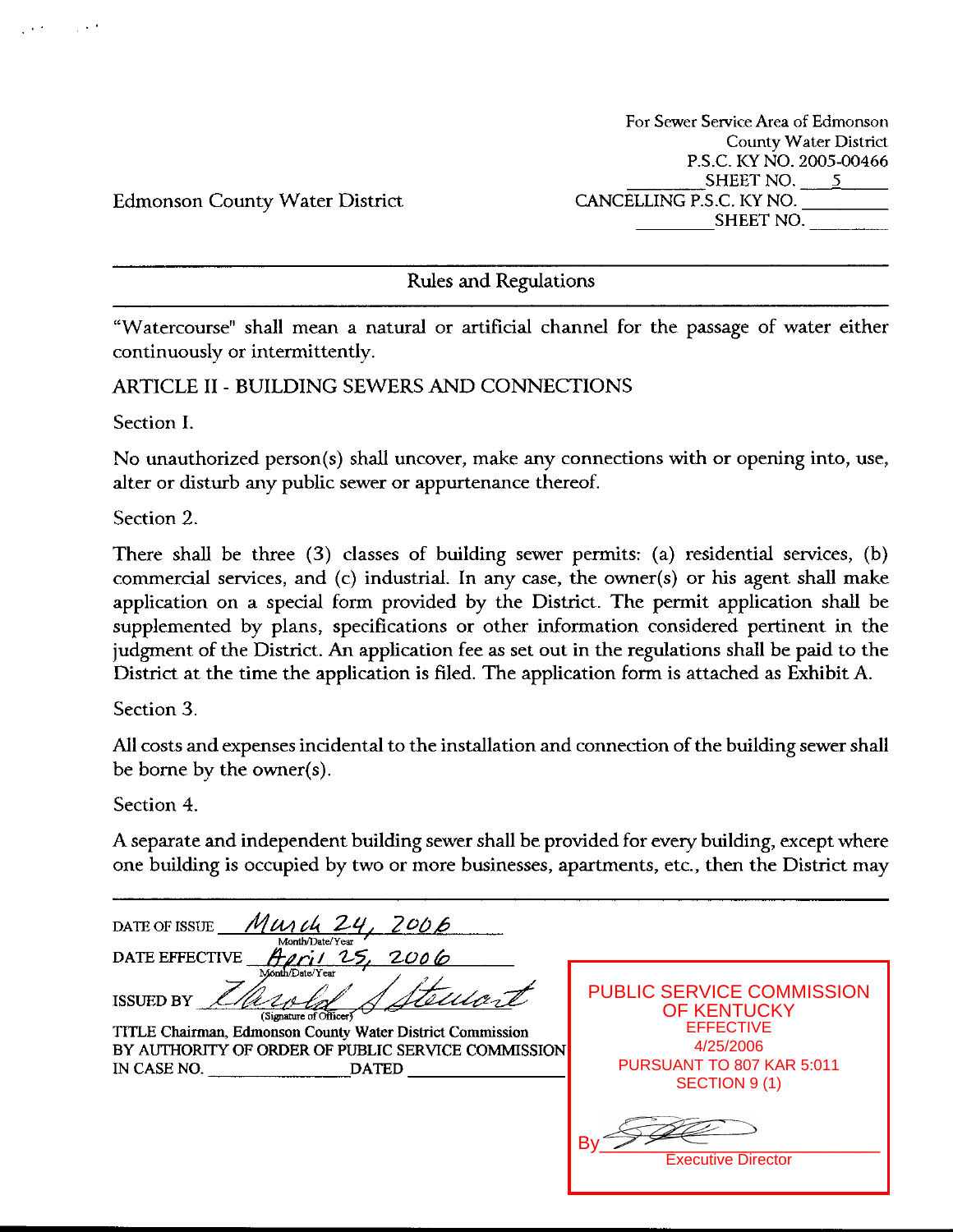Edmonson County Water District

For Sewer Service Area of Edmonson County Water District
P.S.C. KY NO. 2005-00466
SHEET NO. 5
CANCELLING P.S.C. KY NO. ________
SHEET NO. ________

## Rules and Regulations

"Watercourse" shall mean a natural or artificial channel for the passage of water either continuously or intermittently.

## ARTICLE II - BUILDING SEWERS AND CONNECTIONS

Section I.

No unauthorized person(s) shall uncover, make any connections with or opening into, use, alter or disturb any public sewer or appurtenance thereof.

Section 2.

There shall be three (3) classes of building sewer permits: (a) residential services, (b) commercial services, and (c) industrial. In any case, the owner(s) or his agent shall make application on a special form provided by the District. The permit application shall be supplemented by plans, specifications or other information considered pertinent in the judgment of the District. An application fee as set out in the regulations shall be paid to the District at the time the application is filed. The application form is attached as Exhibit A.

Section 3.

All costs and expenses incidental to the installation and connection of the building sewer shall be borne by the owner(s).

Section 4.

A separate and independent building sewer shall be provided for every building, except where one building is occupied by two or more businesses, apartments, etc., then the District may

DATE OF ISSUE March 24, 2006 (Month/Date/Year)
DATE EFFECTIVE April 25, 2006 (Month/Date/Year)
ISSUED BY Harold S Stewart (Signature of Officer)
TITLE Chairman, Edmonson County Water District Commission
BY AUTHORITY OF ORDER OF PUBLIC SERVICE COMMISSION
IN CASE NO. ________ DATED ________

PUBLIC SERVICE COMMISSION OF KENTUCKY
EFFECTIVE
4/25/2006
PURSUANT TO 807 KAR 5:011
SECTION 9 (1)
By ________
Executive Director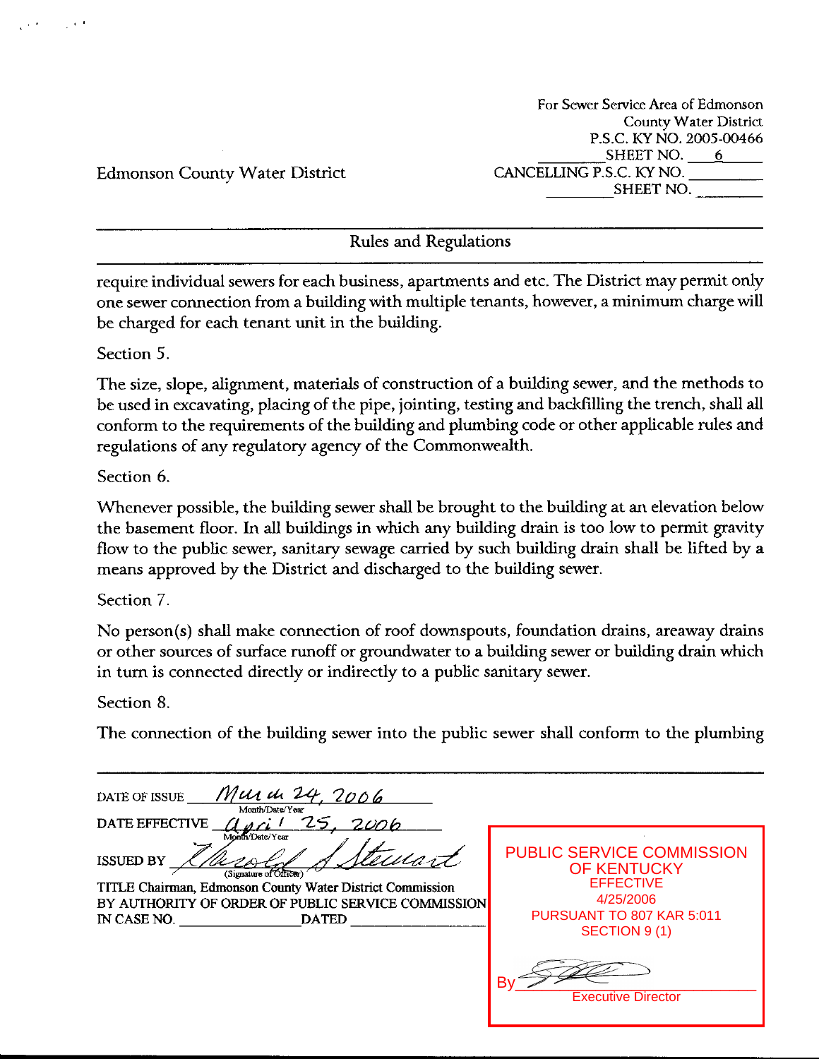Edmonson County Water District

For Sewer Service Area of Edmonson County Water District
P.S.C. KY NO. 2005-00466
SHEET NO. 6
CANCELLING P.S.C. KY NO. ________
SHEET NO. ________

## Rules and Regulations

require individual sewers for each business, apartments and etc. The District may permit only one sewer connection from a building with multiple tenants, however, a minimum charge will be charged for each tenant unit in the building.

Section 5.

The size, slope, alignment, materials of construction of a building sewer, and the methods to be used in excavating, placing of the pipe, jointing, testing and backfilling the trench, shall all conform to the requirements of the building and plumbing code or other applicable rules and regulations of any regulatory agency of the Commonwealth.

Section 6.

Whenever possible, the building sewer shall be brought to the building at an elevation below the basement floor. In all buildings in which any building drain is too low to permit gravity flow to the public sewer, sanitary sewage carried by such building drain shall be lifted by a means approved by the District and discharged to the building sewer.

Section 7.

No person(s) shall make connection of roof downspouts, foundation drains, areaway drains or other sources of surface runoff or groundwater to a building sewer or building drain which in turn is connected directly or indirectly to a public sanitary sewer.

Section 8.

The connection of the building sewer into the public sewer shall conform to the plumbing

DATE OF ISSUE March 24, 2006 (Month/Date/Year)
DATE EFFECTIVE April 25, 2006 (Month/Date/Year)
ISSUED BY Harold J Stewart (Signature of Officer)
TITLE Chairman, Edmonson County Water District Commission
BY AUTHORITY OF ORDER OF PUBLIC SERVICE COMMISSION
IN CASE NO. ________ DATED ________

PUBLIC SERVICE COMMISSION OF KENTUCKY
EFFECTIVE
4/25/2006
PURSUANT TO 807 KAR 5:011
SECTION 9 (1)
By ________
Executive Director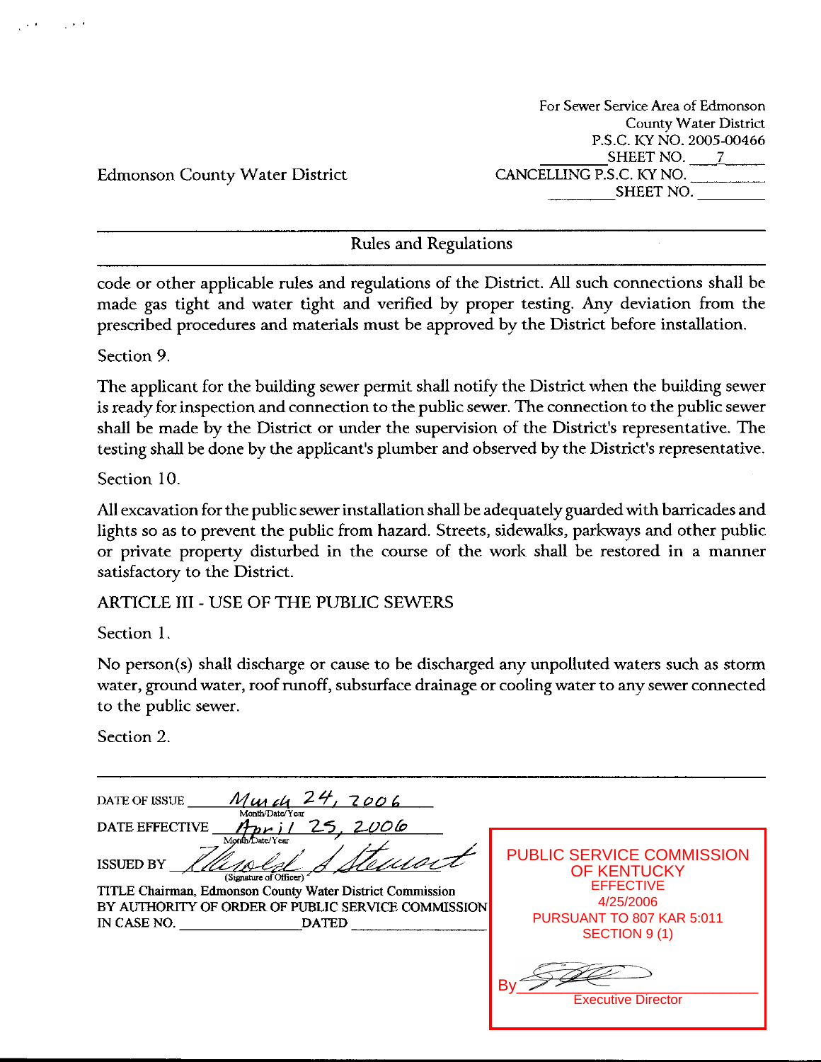For Sewer Service Area of Edmonson County Water District
P.S.C. KY NO. 2005-00466
SHEET NO. 7

Edmonson County Water District

CANCELLING P.S.C. KY NO. ________
SHEET NO. ________

## Rules and Regulations

code or other applicable rules and regulations of the District. All such connections shall be made gas tight and water tight and verified by proper testing. Any deviation from the prescribed procedures and materials must be approved by the District before installation.

Section 9.

The applicant for the building sewer permit shall notify the District when the building sewer is ready for inspection and connection to the public sewer. The connection to the public sewer shall be made by the District or under the supervision of the District's representative. The testing shall be done by the applicant's plumber and observed by the District's representative.

Section 10.

All excavation for the public sewer installation shall be adequately guarded with barricades and lights so as to prevent the public from hazard. Streets, sidewalks, parkways and other public or private property disturbed in the course of the work shall be restored in a manner satisfactory to the District.

ARTICLE III - USE OF THE PUBLIC SEWERS

Section 1.

No person(s) shall discharge or cause to be discharged any unpolluted waters such as storm water, ground water, roof runoff, subsurface drainage or cooling water to any sewer connected to the public sewer.

Section 2.

---

DATE OF ISSUE March 24, 2006 (Month/Date/Year)

DATE EFFECTIVE April 25, 2006 (Month/Date/Year)

ISSUED BY Harold A Stewart (Signature of Officer)

TITLE Chairman, Edmonson County Water District Commission

BY AUTHORITY OF ORDER OF PUBLIC SERVICE COMMISSION IN CASE NO. ________ DATED ________

PUBLIC SERVICE COMMISSION OF KENTUCKY
EFFECTIVE
4/25/2006
PURSUANT TO 807 KAR 5:011 SECTION 9 (1)

By ________
Executive Director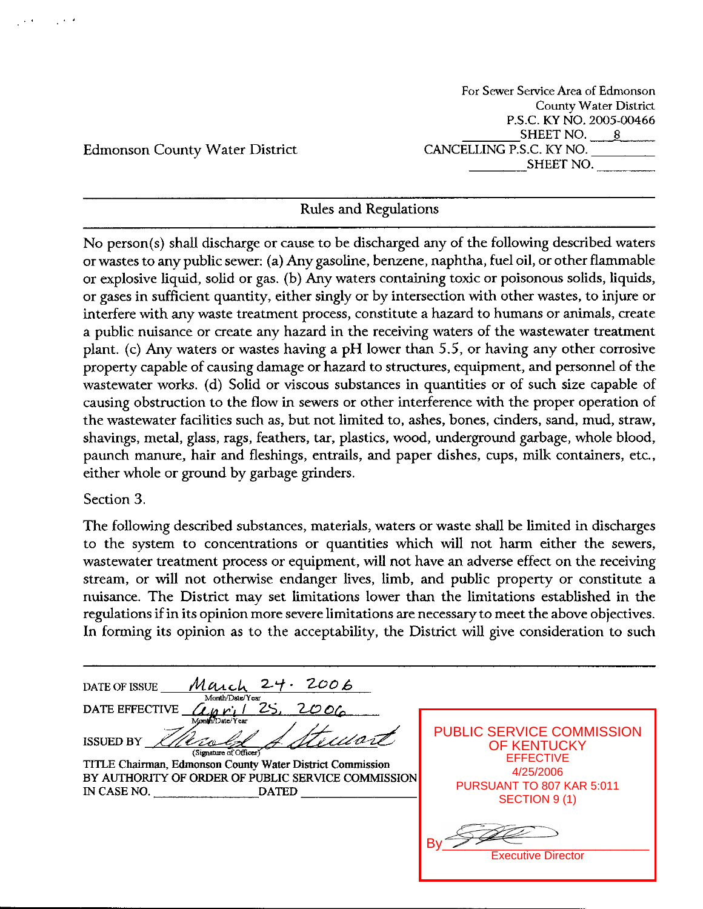Edmonson County Water District

For Sewer Service Area of Edmonson County Water District
P.S.C. KY NO. 2005-00466
SHEET NO. 8
CANCELLING P.S.C. KY NO. ________
SHEET NO. ________

## Rules and Regulations

No person(s) shall discharge or cause to be discharged any of the following described waters or wastes to any public sewer: (a) Any gasoline, benzene, naphtha, fuel oil, or other flammable or explosive liquid, solid or gas. (b) Any waters containing toxic or poisonous solids, liquids, or gases in sufficient quantity, either singly or by intersection with other wastes, to injure or interfere with any waste treatment process, constitute a hazard to humans or animals, create a public nuisance or create any hazard in the receiving waters of the wastewater treatment plant. (c) Any waters or wastes having a pH lower than 5.5, or having any other corrosive property capable of causing damage or hazard to structures, equipment, and personnel of the wastewater works. (d) Solid or viscous substances in quantities or of such size capable of causing obstruction to the flow in sewers or other interference with the proper operation of the wastewater facilities such as, but not limited to, ashes, bones, cinders, sand, mud, straw, shavings, metal, glass, rags, feathers, tar, plastics, wood, underground garbage, whole blood, paunch manure, hair and fleshings, entrails, and paper dishes, cups, milk containers, etc., either whole or ground by garbage grinders.

Section 3.

The following described substances, materials, waters or waste shall be limited in discharges to the system to concentrations or quantities which will not harm either the sewers, wastewater treatment process or equipment, will not have an adverse effect on the receiving stream, or will not otherwise endanger lives, limb, and public property or constitute a nuisance. The District may set limitations lower than the limitations established in the regulations if in its opinion more severe limitations are necessary to meet the above objectives. In forming its opinion as to the acceptability, the District will give consideration to such

DATE OF ISSUE March 24. 2006
DATE EFFECTIVE April 25, 2006
ISSUED BY Donald A. Stewart (Signature of Officer)
TITLE Chairman, Edmonson County Water District Commission
BY AUTHORITY OF ORDER OF PUBLIC SERVICE COMMISSION
IN CASE NO. ________ DATED ________

PUBLIC SERVICE COMMISSION OF KENTUCKY
EFFECTIVE
4/25/2006
PURSUANT TO 807 KAR 5:011
SECTION 9 (1)
By ________
Executive Director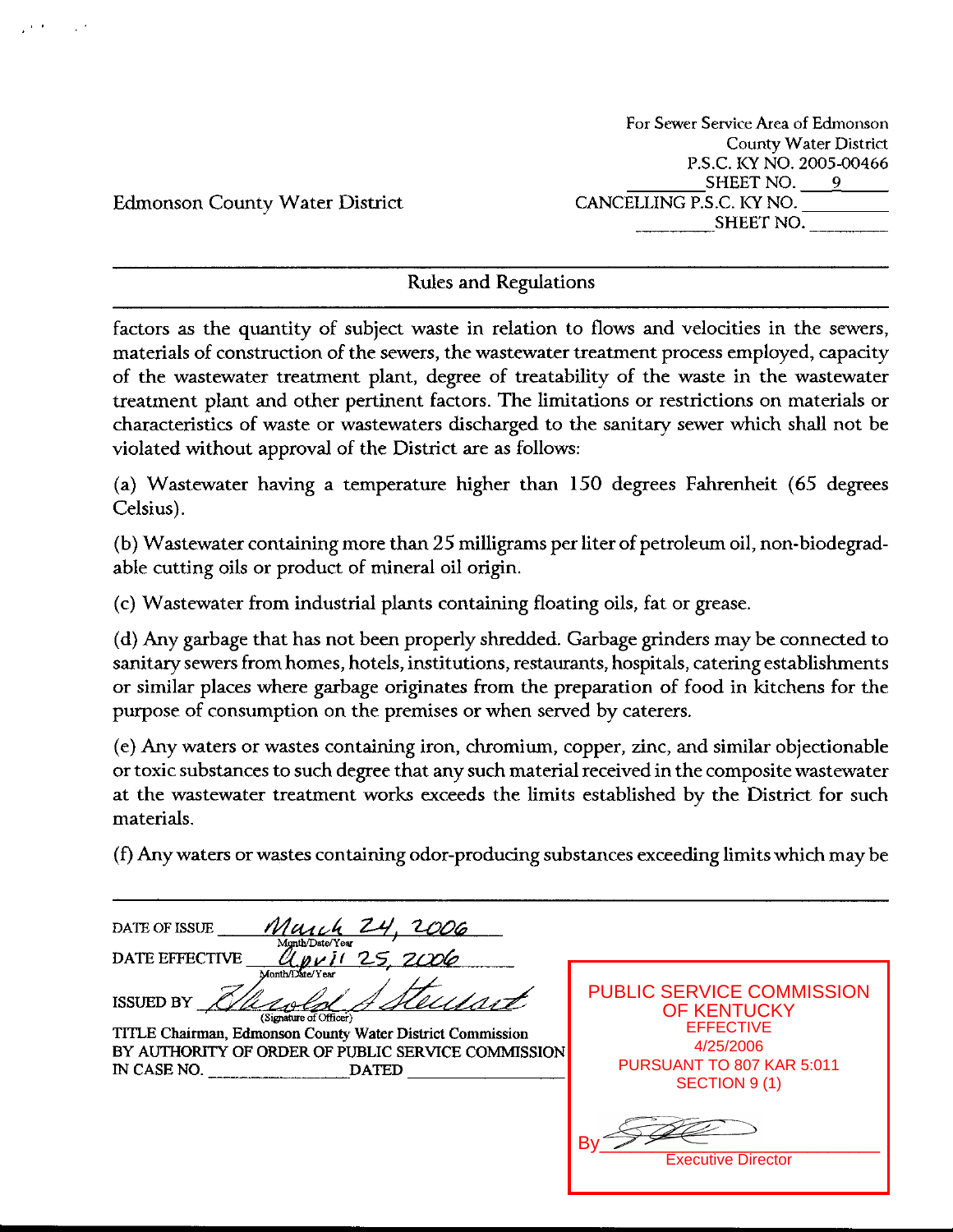Edmonson County Water District

For Sewer Service Area of Edmonson County Water District
P.S.C. KY NO. 2005-00466
SHEET NO. 9
CANCELLING P.S.C. KY NO. ________
SHEET NO. ________

---

## Rules and Regulations

---

factors as the quantity of subject waste in relation to flows and velocities in the sewers, materials of construction of the sewers, the wastewater treatment process employed, capacity of the wastewater treatment plant, degree of treatability of the waste in the wastewater treatment plant and other pertinent factors. The limitations or restrictions on materials or characteristics of waste or wastewaters discharged to the sanitary sewer which shall not be violated without approval of the District are as follows:

(a) Wastewater having a temperature higher than 150 degrees Fahrenheit (65 degrees Celsius).

(b) Wastewater containing more than 25 milligrams per liter of petroleum oil, non-biodegradable cutting oils or product of mineral oil origin.

(c) Wastewater from industrial plants containing floating oils, fat or grease.

(d) Any garbage that has not been properly shredded. Garbage grinders may be connected to sanitary sewers from homes, hotels, institutions, restaurants, hospitals, catering establishments or similar places where garbage originates from the preparation of food in kitchens for the purpose of consumption on the premises or when served by caterers.

(e) Any waters or wastes containing iron, chromium, copper, zinc, and similar objectionable or toxic substances to such degree that any such material received in the composite wastewater at the wastewater treatment works exceeds the limits established by the District for such materials.

(f) Any waters or wastes containing odor-producing substances exceeding limits which may be

---

DATE OF ISSUE March 24, 2006 (Month/Date/Year)
DATE EFFECTIVE April 25, 2006 (Month/Date/Year)
ISSUED BY Harold A Stewart (Signature of Officer)
TITLE Chairman, Edmonson County Water District Commission
BY AUTHORITY OF ORDER OF PUBLIC SERVICE COMMISSION
IN CASE NO. ____________ DATED ____________

PUBLIC SERVICE COMMISSION OF KENTUCKY
EFFECTIVE
4/25/2006
PURSUANT TO 807 KAR 5:011
SECTION 9 (1)
By ____________
Executive Director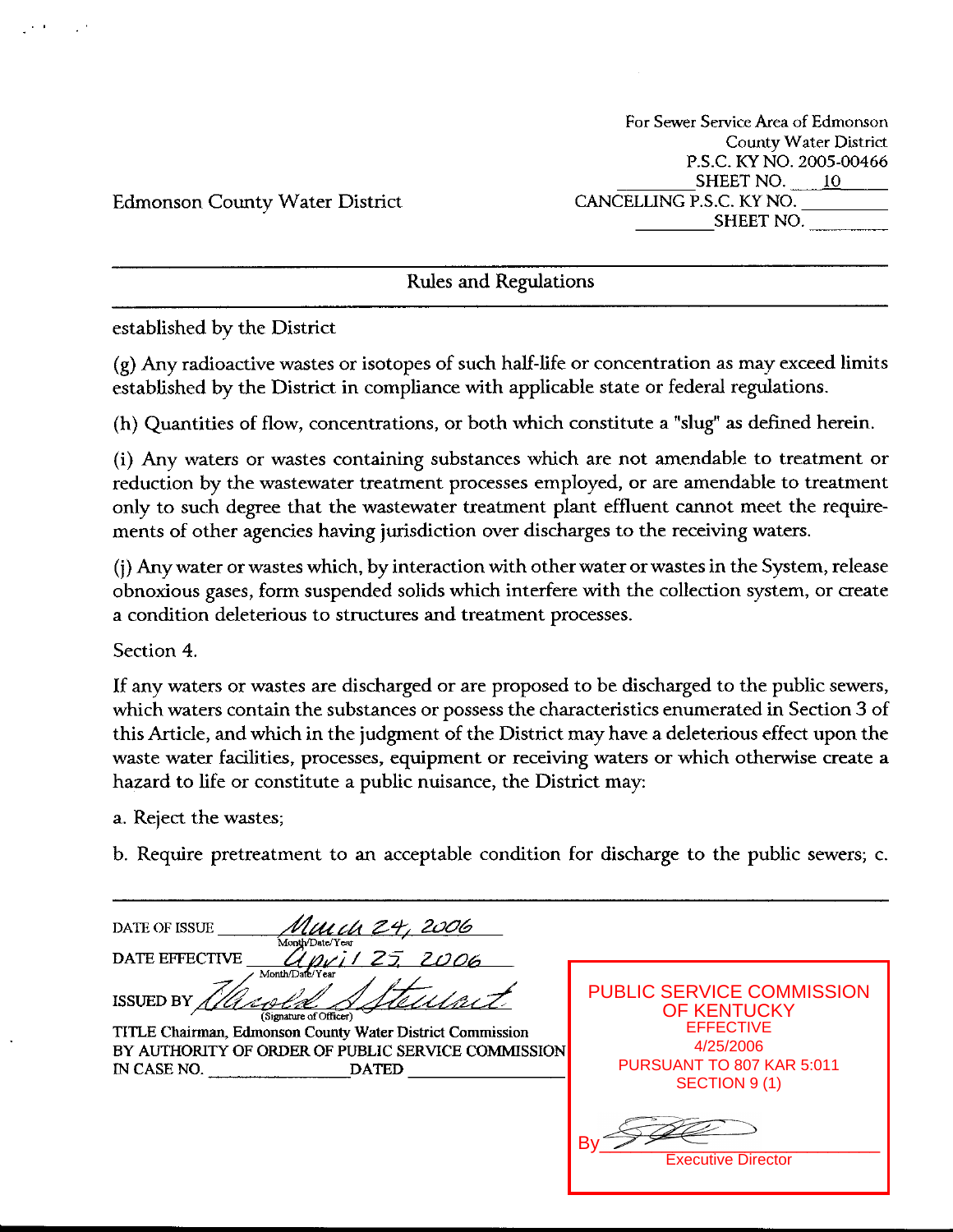For Sewer Service Area of Edmonson County Water District
P.S.C. KY NO. 2005-00466
SHEET NO. 10
CANCELLING P.S.C. KY NO. ________
SHEET NO. ________

Edmonson County Water District

## Rules and Regulations

established by the District

(g) Any radioactive wastes or isotopes of such half-life or concentration as may exceed limits established by the District in compliance with applicable state or federal regulations.

(h) Quantities of flow, concentrations, or both which constitute a "slug" as defined herein.

(i) Any waters or wastes containing substances which are not amendable to treatment or reduction by the wastewater treatment processes employed, or are amendable to treatment only to such degree that the wastewater treatment plant effluent cannot meet the requirements of other agencies having jurisdiction over discharges to the receiving waters.

(j) Any water or wastes which, by interaction with other water or wastes in the System, release obnoxious gases, form suspended solids which interfere with the collection system, or create a condition deleterious to structures and treatment processes.

Section 4.

If any waters or wastes are discharged or are proposed to be discharged to the public sewers, which waters contain the substances or possess the characteristics enumerated in Section 3 of this Article, and which in the judgment of the District may have a deleterious effect upon the waste water facilities, processes, equipment or receiving waters or which otherwise create a hazard to life or constitute a public nuisance, the District may:

a. Reject the wastes;

b. Require pretreatment to an acceptable condition for discharge to the public sewers; c.

DATE OF ISSUE March 24, 2006 (Month/Date/Year)
DATE EFFECTIVE April 25, 2006 (Month/Date/Year)
ISSUED BY Harold Stewart (Signature of Officer)
TITLE Chairman, Edmonson County Water District Commission
BY AUTHORITY OF ORDER OF PUBLIC SERVICE COMMISSION
IN CASE NO. ________ DATED ________

PUBLIC SERVICE COMMISSION OF KENTUCKY
EFFECTIVE
4/25/2006
PURSUANT TO 807 KAR 5:011
SECTION 9 (1)
By ________
Executive Director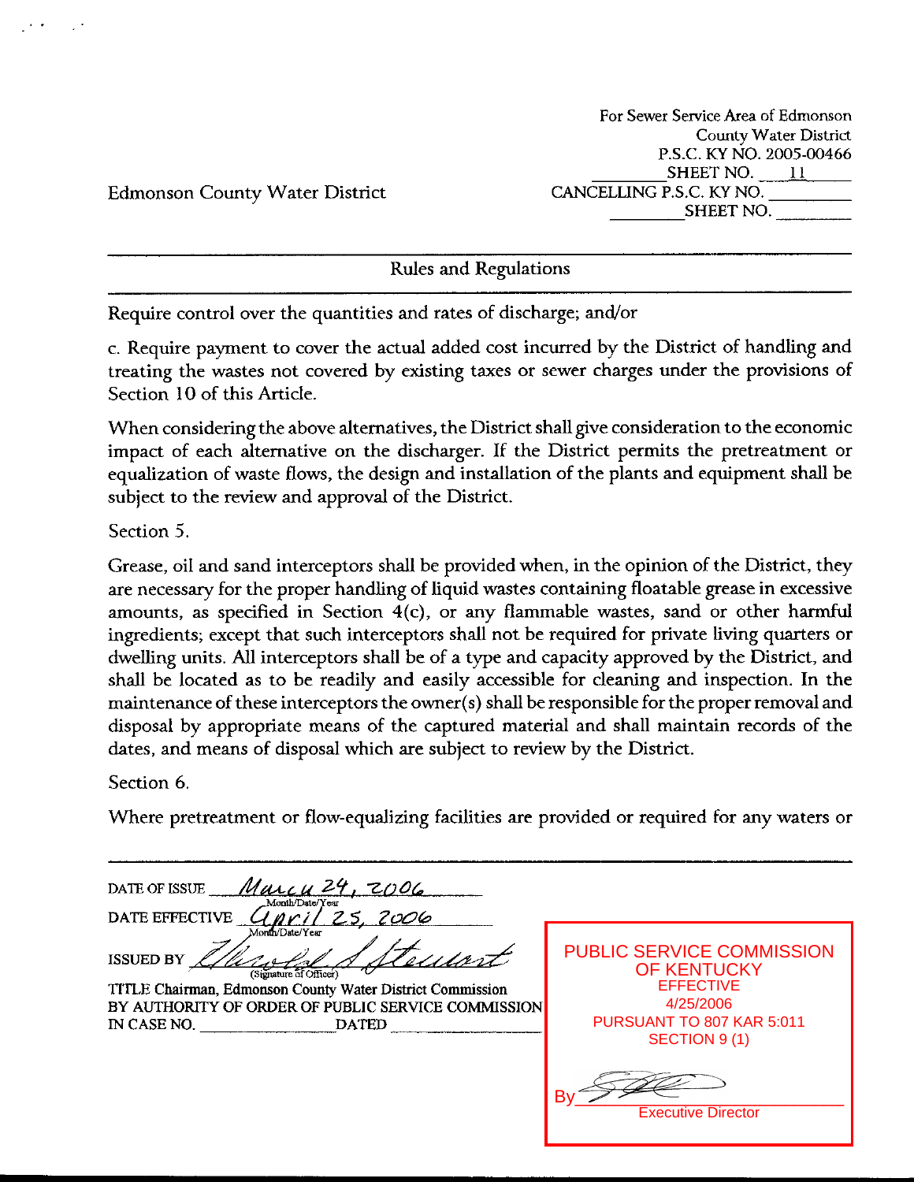Edmonson County Water District

For Sewer Service Area of Edmonson County Water District
P.S.C. KY NO. 2005-00466
SHEET NO. 11
CANCELLING P.S.C. KY NO. ________
SHEET NO. ________

Rules and Regulations

Require control over the quantities and rates of discharge; and/or

c. Require payment to cover the actual added cost incurred by the District of handling and treating the wastes not covered by existing taxes or sewer charges under the provisions of Section 10 of this Article.

When considering the above alternatives, the District shall give consideration to the economic impact of each alternative on the discharger. If the District permits the pretreatment or equalization of waste flows, the design and installation of the plants and equipment shall be subject to the review and approval of the District.

Section 5.

Grease, oil and sand interceptors shall be provided when, in the opinion of the District, they are necessary for the proper handling of liquid wastes containing floatable grease in excessive amounts, as specified in Section 4(c), or any flammable wastes, sand or other harmful ingredients; except that such interceptors shall not be required for private living quarters or dwelling units. All interceptors shall be of a type and capacity approved by the District, and shall be located as to be readily and easily accessible for cleaning and inspection. In the maintenance of these interceptors the owner(s) shall be responsible for the proper removal and disposal by appropriate means of the captured material and shall maintain records of the dates, and means of disposal which are subject to review by the District.

Section 6.

Where pretreatment or flow-equalizing facilities are provided or required for any waters or

DATE OF ISSUE March 24, 2006
DATE EFFECTIVE April 25, 2006
ISSUED BY Harold A. Stewart (Signature of Officer)
TITLE Chairman, Edmonson County Water District Commission
BY AUTHORITY OF ORDER OF PUBLIC SERVICE COMMISSION
IN CASE NO. ________ DATED ________

PUBLIC SERVICE COMMISSION OF KENTUCKY
EFFECTIVE
4/25/2006
PURSUANT TO 807 KAR 5:011
SECTION 9 (1)
By ________
Executive Director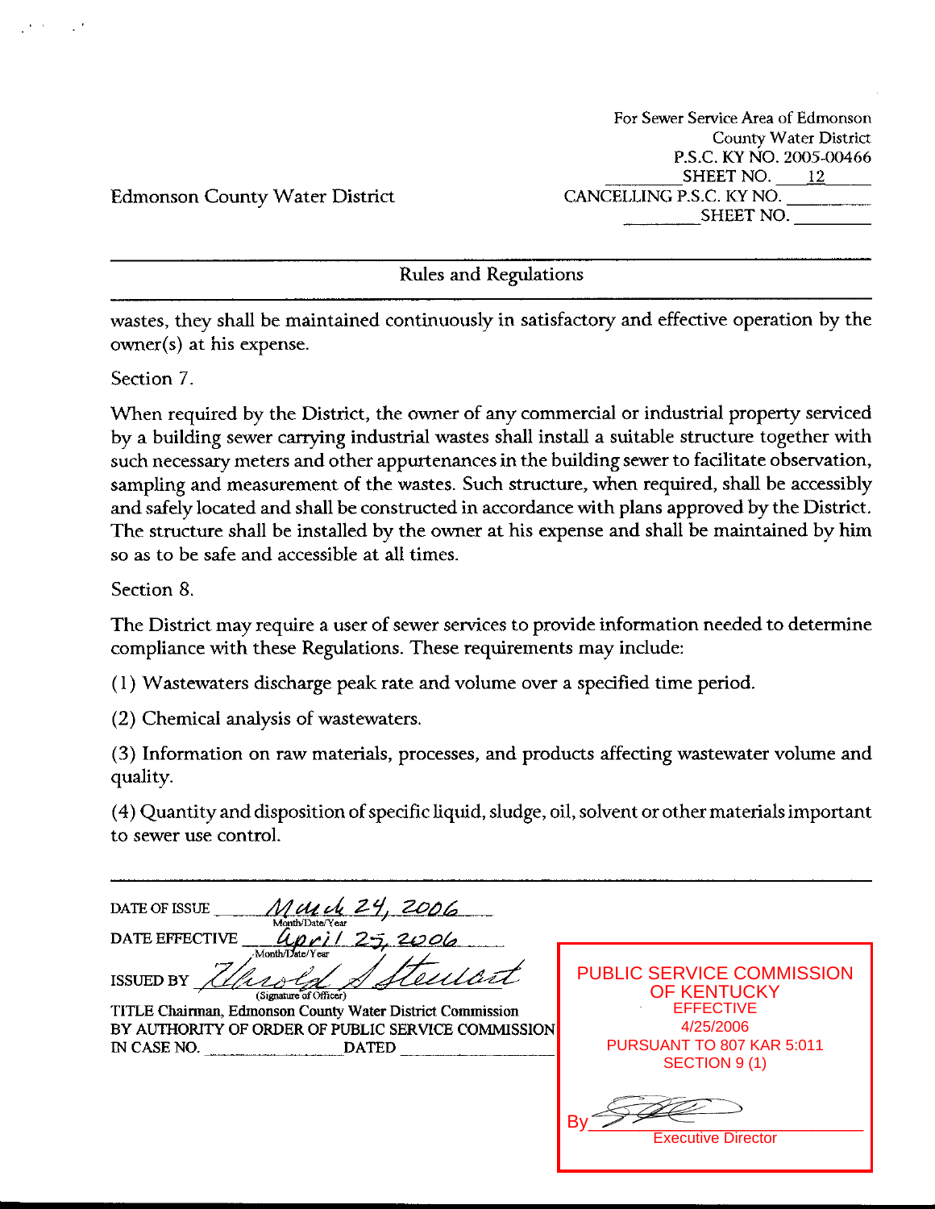Edmonson County Water District

For Sewer Service Area of Edmonson County Water District
P.S.C. KY NO. 2005-00466
SHEET NO. 12
CANCELLING P.S.C. KY NO. ________
SHEET NO. ________

## Rules and Regulations

wastes, they shall be maintained continuously in satisfactory and effective operation by the owner(s) at his expense.

Section 7.

When required by the District, the owner of any commercial or industrial property serviced by a building sewer carrying industrial wastes shall install a suitable structure together with such necessary meters and other appurtenances in the building sewer to facilitate observation, sampling and measurement of the wastes. Such structure, when required, shall be accessibly and safely located and shall be constructed in accordance with plans approved by the District. The structure shall be installed by the owner at his expense and shall be maintained by him so as to be safe and accessible at all times.

Section 8.

The District may require a user of sewer services to provide information needed to determine compliance with these Regulations. These requirements may include:

(1) Wastewaters discharge peak rate and volume over a specified time period.

(2) Chemical analysis of wastewaters.

(3) Information on raw materials, processes, and products affecting wastewater volume and quality.

(4) Quantity and disposition of specific liquid, sludge, oil, solvent or other materials important to sewer use control.

DATE OF ISSUE March 24, 2006 (Month/Date/Year)
DATE EFFECTIVE April 25, 2006 (Month/Date/Year)
ISSUED BY Harold A Steward (Signature of Officer)
TITLE Chairman, Edmonson County Water District Commission
BY AUTHORITY OF ORDER OF PUBLIC SERVICE COMMISSION
IN CASE NO. ________ DATED ________

PUBLIC SERVICE COMMISSION OF KENTUCKY
EFFECTIVE
4/25/2006
PURSUANT TO 807 KAR 5:011
SECTION 9 (1)
By ________
Executive Director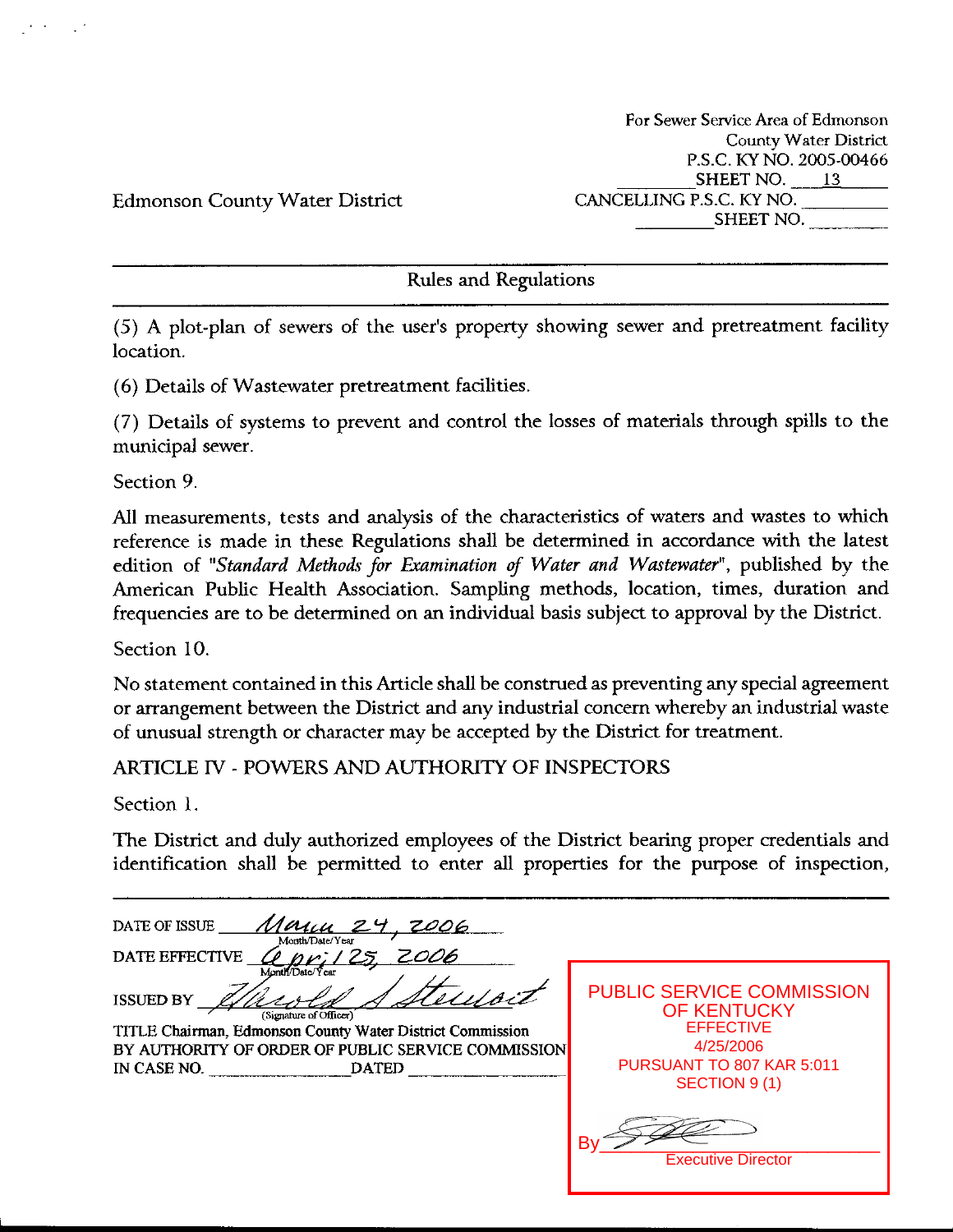Edmonson County Water District

For Sewer Service Area of Edmonson County Water District
P.S.C. KY NO. 2005-00466
SHEET NO. 13
CANCELLING P.S.C. KY NO. ________
SHEET NO. ________

Rules and Regulations

(5) A plot-plan of sewers of the user's property showing sewer and pretreatment facility location.

(6) Details of Wastewater pretreatment facilities.

(7) Details of systems to prevent and control the losses of materials through spills to the municipal sewer.

Section 9.

All measurements, tests and analysis of the characteristics of waters and wastes to which reference is made in these Regulations shall be determined in accordance with the latest edition of "*Standard Methods for Examination of Water and Wastewater*", published by the American Public Health Association. Sampling methods, location, times, duration and frequencies are to be determined on an individual basis subject to approval by the District.

Section 10.

No statement contained in this Article shall be construed as preventing any special agreement or arrangement between the District and any industrial concern whereby an industrial waste of unusual strength or character may be accepted by the District for treatment.

ARTICLE IV - POWERS AND AUTHORITY OF INSPECTORS

Section 1.

The District and duly authorized employees of the District bearing proper credentials and identification shall be permitted to enter all properties for the purpose of inspection,

DATE OF ISSUE March 24, 2006
Month/Date/Year

DATE EFFECTIVE April 25, 2006
Month/Date/Year

ISSUED BY Harold A Stewart
(Signature of Officer)

TITLE Chairman, Edmonson County Water District Commission

BY AUTHORITY OF ORDER OF PUBLIC SERVICE COMMISSION IN CASE NO. ________ DATED ________

PUBLIC SERVICE COMMISSION OF KENTUCKY
EFFECTIVE
4/25/2006
PURSUANT TO 807 KAR 5:011
SECTION 9 (1)

By ________
Executive Director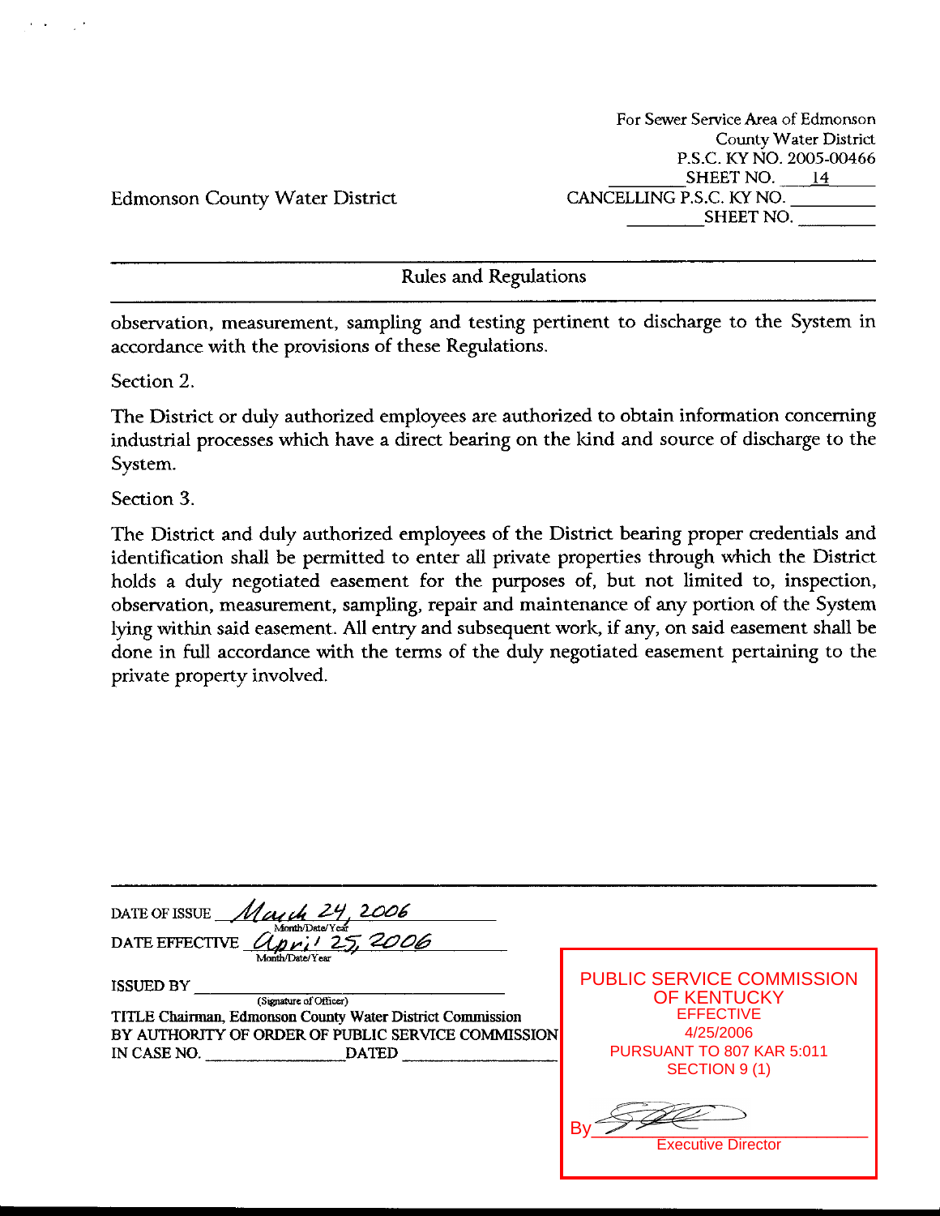Edmonson County Water District

For Sewer Service Area of Edmonson County Water District
P.S.C. KY NO. 2005-00466
SHEET NO. 14
CANCELLING P.S.C. KY NO. ________
SHEET NO. ________

## Rules and Regulations

observation, measurement, sampling and testing pertinent to discharge to the System in accordance with the provisions of these Regulations.

Section 2.

The District or duly authorized employees are authorized to obtain information concerning industrial processes which have a direct bearing on the kind and source of discharge to the System.

Section 3.

The District and duly authorized employees of the District bearing proper credentials and identification shall be permitted to enter all private properties through which the District holds a duly negotiated easement for the purposes of, but not limited to, inspection, observation, measurement, sampling, repair and maintenance of any portion of the System lying within said easement. All entry and subsequent work, if any, on said easement shall be done in full accordance with the terms of the duly negotiated easement pertaining to the private property involved.

DATE OF ISSUE *March 24, 2006*
Month/Date/Year

DATE EFFECTIVE *April 25, 2006*
Month/Date/Year

ISSUED BY ____________________
(Signature of Officer)

TITLE Chairman, Edmonson County Water District Commission

BY AUTHORITY OF ORDER OF PUBLIC SERVICE COMMISSION
IN CASE NO. ____________ DATED ____________

PUBLIC SERVICE COMMISSION
OF KENTUCKY
EFFECTIVE
4/25/2006
PURSUANT TO 807 KAR 5:011
SECTION 9 (1)

By ____________________
Executive Director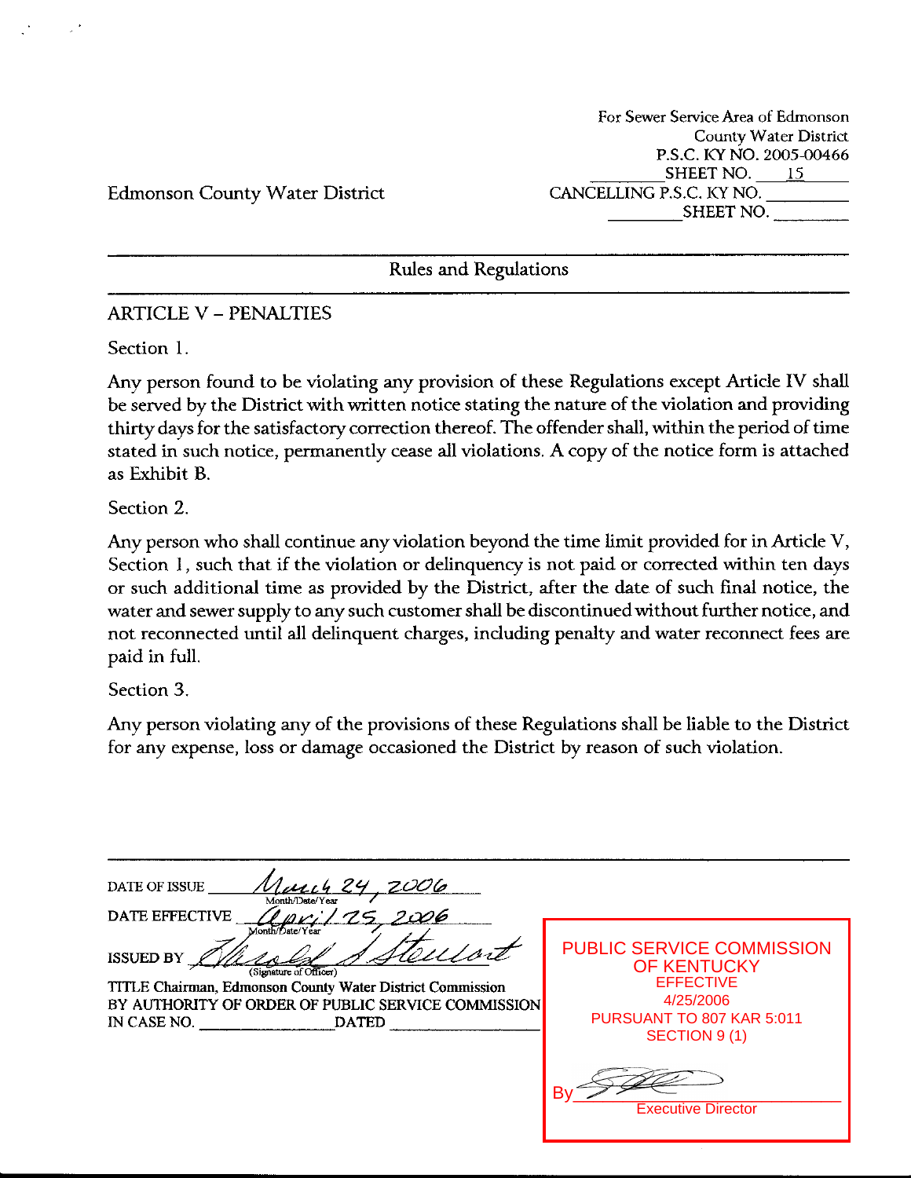Edmonson County Water District

For Sewer Service Area of Edmonson County Water District
P.S.C. KY NO. 2005-00466
SHEET NO. 15
CANCELLING P.S.C. KY NO. ________
SHEET NO. ________

---

Rules and Regulations

---

ARTICLE V – PENALTIES

Section 1.

Any person found to be violating any provision of these Regulations except Article IV shall be served by the District with written notice stating the nature of the violation and providing thirty days for the satisfactory correction thereof. The offender shall, within the period of time stated in such notice, permanently cease all violations. A copy of the notice form is attached as Exhibit B.

Section 2.

Any person who shall continue any violation beyond the time limit provided for in Article V, Section 1, such that if the violation or delinquency is not paid or corrected within ten days or such additional time as provided by the District, after the date of such final notice, the water and sewer supply to any such customer shall be discontinued without further notice, and not reconnected until all delinquent charges, including penalty and water reconnect fees are paid in full.

Section 3.

Any person violating any of the provisions of these Regulations shall be liable to the District for any expense, loss or damage occasioned the District by reason of such violation.

---

DATE OF ISSUE March 24, 2006
Month/Date/Year

DATE EFFECTIVE April 25, 2006
Month/Date/Year

ISSUED BY Harold S. Stewart
(Signature of Officer)

TITLE Chairman, Edmonson County Water District Commission

BY AUTHORITY OF ORDER OF PUBLIC SERVICE COMMISSION

IN CASE NO. ________________ DATED ________________

PUBLIC SERVICE COMMISSION OF KENTUCKY
EFFECTIVE
4/25/2006
PURSUANT TO 807 KAR 5:011
SECTION 9 (1)

By ________________
Executive Director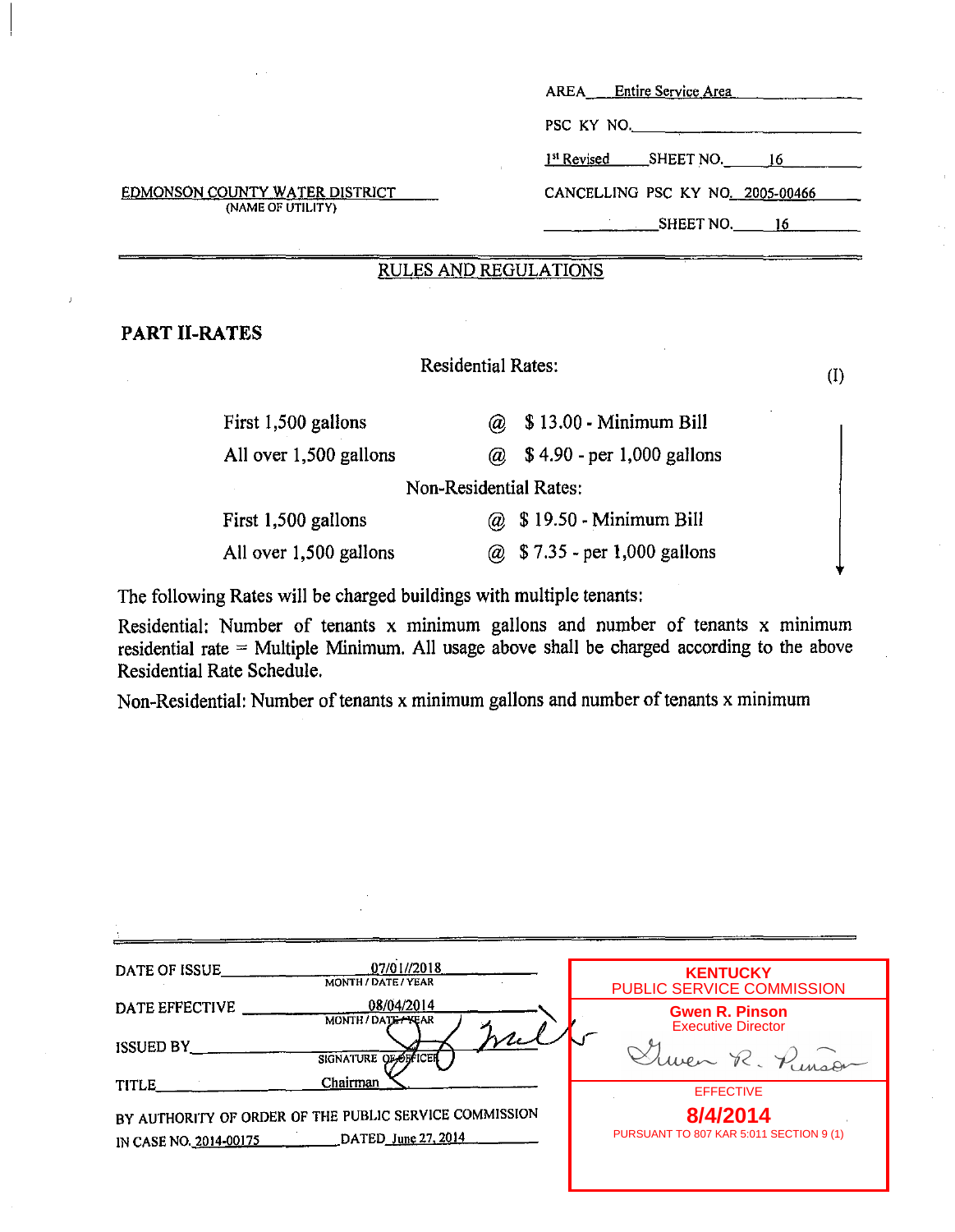AREA Entire Service Area

PSC KY NO.

1st Revised SHEET NO. 16

EDMONSON COUNTY WATER DISTRICT
(NAME OF UTILITY)

CANCELLING PSC KY NO. 2005-00466

SHEET NO. 16

## RULES AND REGULATIONS

### PART II-RATES

Residential Rates: (I)

| | | |
|---|---|---|
| First 1,500 gallons | @ | $ 13.00 - Minimum Bill |
| All over 1,500 gallons | @ | $ 4.90 - per 1,000 gallons |

Non-Residential Rates:

| | | |
|---|---|---|
| First 1,500 gallons | @ | $ 19.50 - Minimum Bill |
| All over 1,500 gallons | @ | $ 7.35 - per 1,000 gallons |

The following Rates will be charged buildings with multiple tenants:

Residential: Number of tenants x minimum gallons and number of tenants x minimum residential rate = Multiple Minimum. All usage above shall be charged according to the above Residential Rate Schedule.

Non-Residential: Number of tenants x minimum gallons and number of tenants x minimum

DATE OF ISSUE 07/01//2018
MONTH / DATE / YEAR

DATE EFFECTIVE 08/04/2014
MONTH / DATE / YEAR

ISSUED BY
SIGNATURE OF OFFICER

TITLE Chairman

BY AUTHORITY OF ORDER OF THE PUBLIC SERVICE COMMISSION
IN CASE NO. 2014-00175 DATED June 27, 2014

KENTUCKY
PUBLIC SERVICE COMMISSION
Gwen R. Pinson
Executive Director

EFFECTIVE
8/4/2014
PURSUANT TO 807 KAR 5:011 SECTION 9 (1)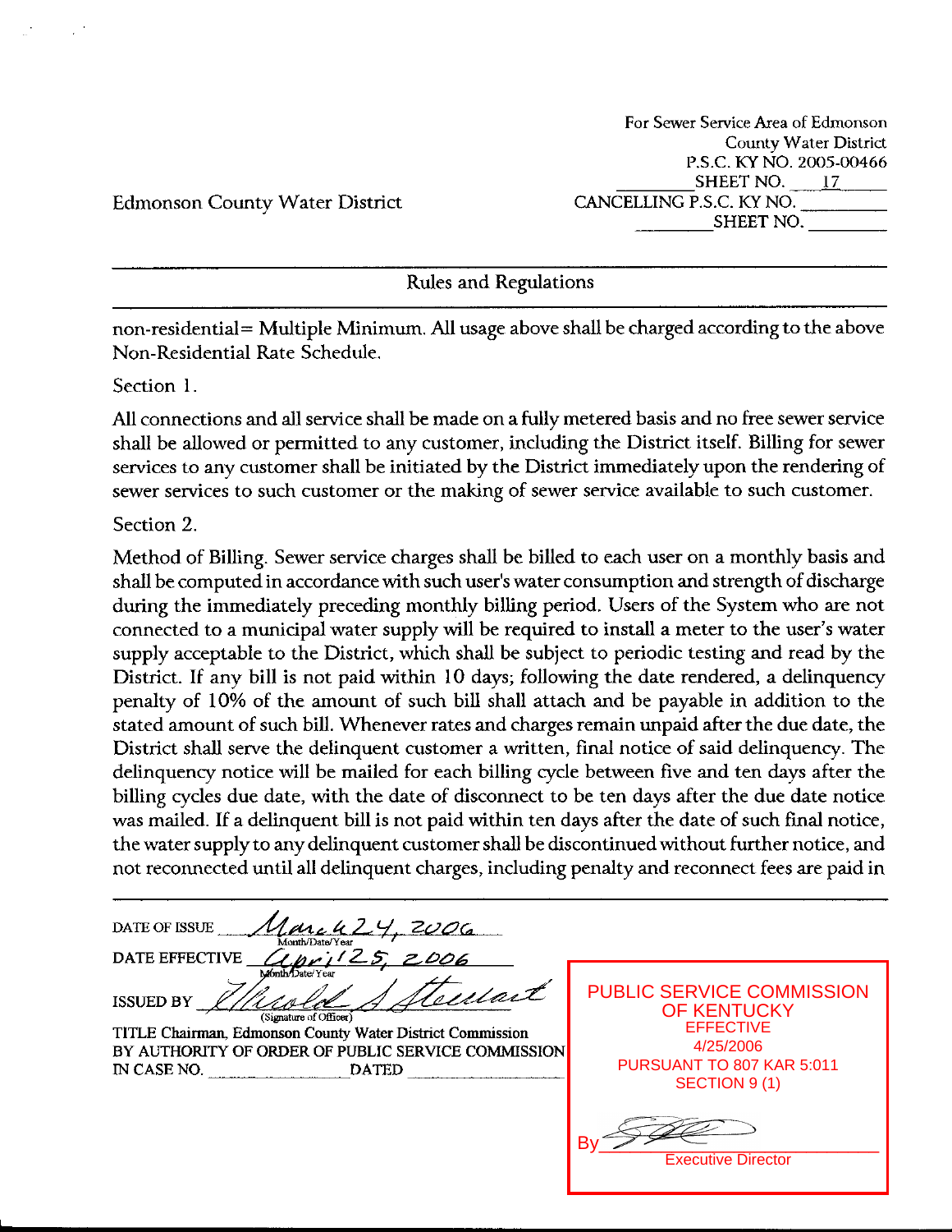Edmonson County Water District

For Sewer Service Area of Edmonson County Water District
P.S.C. KY NO. 2005-00466
SHEET NO. 17
CANCELLING P.S.C. KY NO. ________
SHEET NO. ________

## Rules and Regulations

non-residential= Multiple Minimum. All usage above shall be charged according to the above Non-Residential Rate Schedule.

Section 1.

All connections and all service shall be made on a fully metered basis and no free sewer service shall be allowed or permitted to any customer, including the District itself. Billing for sewer services to any customer shall be initiated by the District immediately upon the rendering of sewer services to such customer or the making of sewer service available to such customer.

Section 2.

Method of Billing. Sewer service charges shall be billed to each user on a monthly basis and shall be computed in accordance with such user's water consumption and strength of discharge during the immediately preceding monthly billing period. Users of the System who are not connected to a municipal water supply will be required to install a meter to the user's water supply acceptable to the District, which shall be subject to periodic testing and read by the District. If any bill is not paid within 10 days; following the date rendered, a delinquency penalty of 10% of the amount of such bill shall attach and be payable in addition to the stated amount of such bill. Whenever rates and charges remain unpaid after the due date, the District shall serve the delinquent customer a written, final notice of said delinquency. The delinquency notice will be mailed for each billing cycle between five and ten days after the billing cycles due date, with the date of disconnect to be ten days after the due date notice was mailed. If a delinquent bill is not paid within ten days after the date of such final notice, the water supply to any delinquent customer shall be discontinued without further notice, and not reconnected until all delinquent charges, including penalty and reconnect fees are paid in

DATE OF ISSUE March 24, 2006 (Month/Date/Year)
DATE EFFECTIVE April 25, 2006 (Month/Date/Year)
ISSUED BY Harold A Stewart (Signature of Officer)
TITLE Chairman, Edmonson County Water District Commission
BY AUTHORITY OF ORDER OF PUBLIC SERVICE COMMISSION
IN CASE NO. ________ DATED ________

PUBLIC SERVICE COMMISSION OF KENTUCKY
EFFECTIVE
4/25/2006
PURSUANT TO 807 KAR 5:011 SECTION 9 (1)
By ________
Executive Director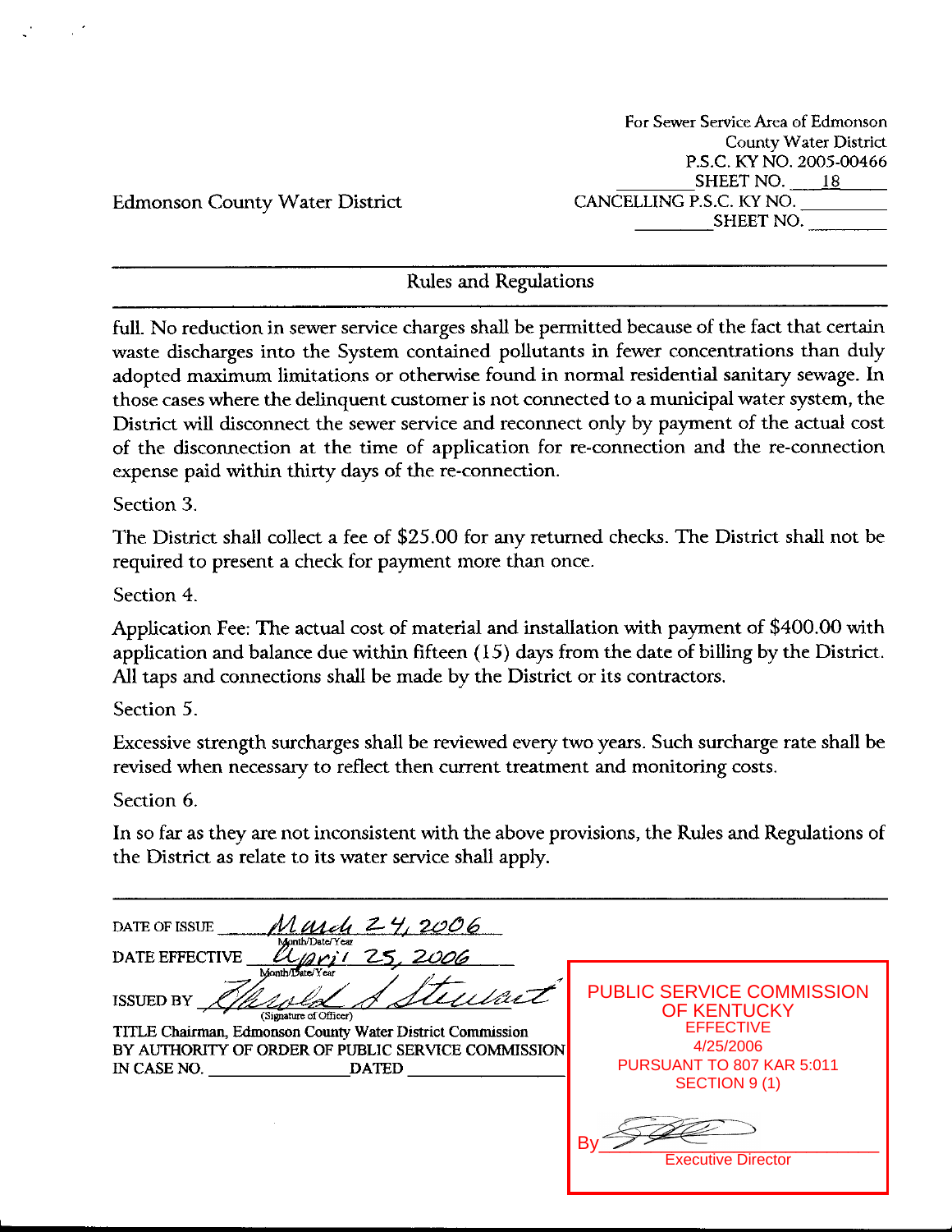For Sewer Service Area of Edmonson County Water District
P.S.C. KY NO. 2005-00466
SHEET NO. 18

Edmonson County Water District

CANCELLING P.S.C. KY NO. ________
SHEET NO. ________

## Rules and Regulations

full. No reduction in sewer service charges shall be permitted because of the fact that certain waste discharges into the System contained pollutants in fewer concentrations than duly adopted maximum limitations or otherwise found in normal residential sanitary sewage. In those cases where the delinquent customer is not connected to a municipal water system, the District will disconnect the sewer service and reconnect only by payment of the actual cost of the disconnection at the time of application for re-connection and the re-connection expense paid within thirty days of the re-connection.

Section 3.

The District shall collect a fee of $25.00 for any returned checks. The District shall not be required to present a check for payment more than once.

Section 4.

Application Fee: The actual cost of material and installation with payment of $400.00 with application and balance due within fifteen (15) days from the date of billing by the District. All taps and connections shall be made by the District or its contractors.

Section 5.

Excessive strength surcharges shall be reviewed every two years. Such surcharge rate shall be revised when necessary to reflect then current treatment and monitoring costs.

Section 6.

In so far as they are not inconsistent with the above provisions, the Rules and Regulations of the District as relate to its water service shall apply.

DATE OF ISSUE March 24, 2006
Month/Date/Year

DATE EFFECTIVE April 25, 2006
Month/Date/Year

ISSUED BY Harold A Stewart
(Signature of Officer)

TITLE Chairman, Edmonson County Water District Commission

BY AUTHORITY OF ORDER OF PUBLIC SERVICE COMMISSION

IN CASE NO. ________ DATED ________

PUBLIC SERVICE COMMISSION OF KENTUCKY
EFFECTIVE
4/25/2006
PURSUANT TO 807 KAR 5:011
SECTION 9 (1)

By ________
Executive Director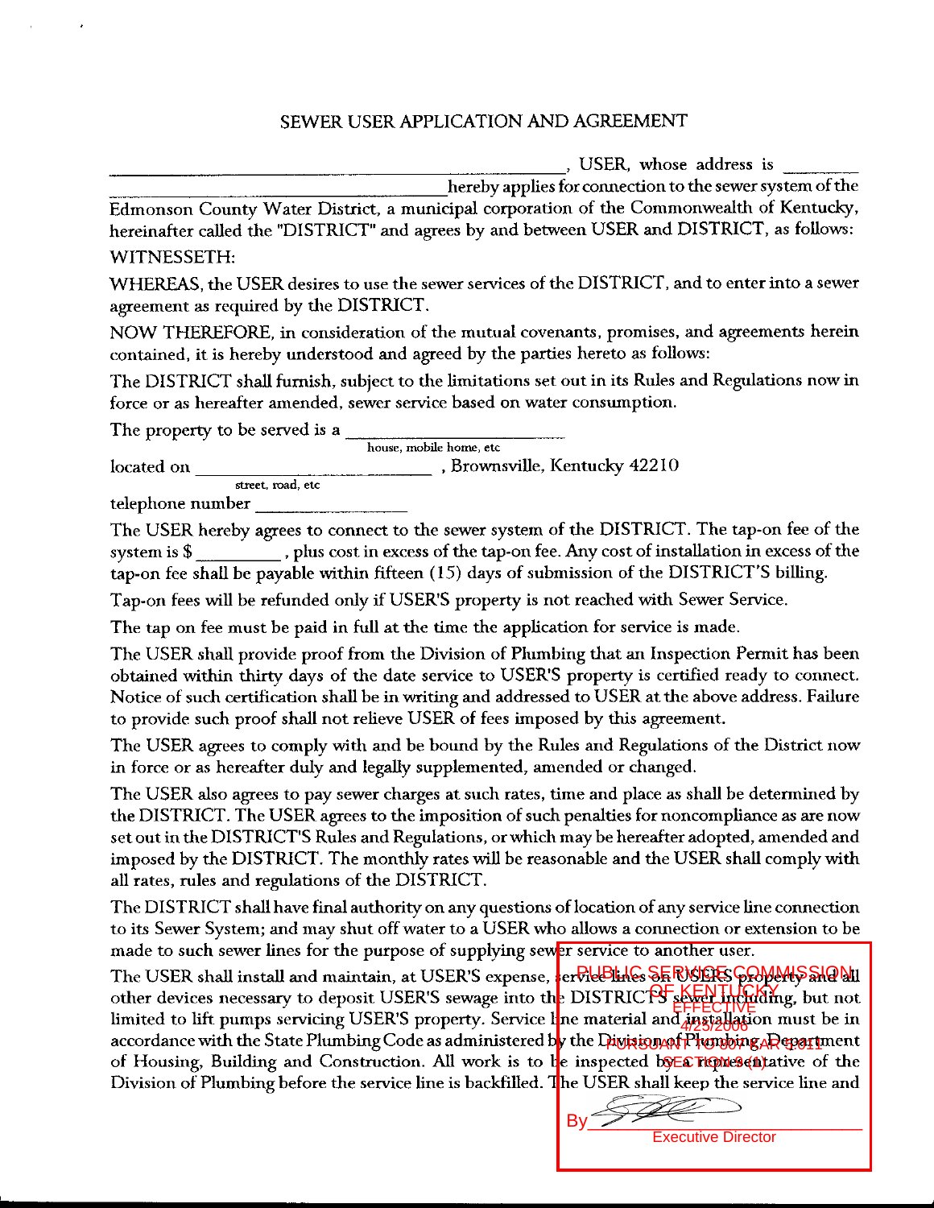# SEWER USER APPLICATION AND AGREEMENT

_______________________________________________, USER, whose address is ________ ____________________________________hereby applies for connection to the sewer system of the Edmonson County Water District, a municipal corporation of the Commonwealth of Kentucky, hereinafter called the "DISTRICT" and agrees by and between USER and DISTRICT, as follows:

WITNESSETH:

WHEREAS, the USER desires to use the sewer services of the DISTRICT, and to enter into a sewer agreement as required by the DISTRICT.

NOW THEREFORE, in consideration of the mutual covenants, promises, and agreements herein contained, it is hereby understood and agreed by the parties hereto as follows:

The DISTRICT shall furnish, subject to the limitations set out in its Rules and Regulations now in force or as hereafter amended, sewer service based on water consumption.

The property to be served is a ________________________
house, mobile home, etc

located on ____________________________ , Brownsville, Kentucky 42210
street, road, etc

telephone number ________________

The USER hereby agrees to connect to the sewer system of the DISTRICT. The tap-on fee of the system is $ _________ , plus cost in excess of the tap-on fee. Any cost of installation in excess of the tap-on fee shall be payable within fifteen (15) days of submission of the DISTRICT'S billing.

Tap-on fees will be refunded only if USER'S property is not reached with Sewer Service.

The tap on fee must be paid in full at the time the application for service is made.

The USER shall provide proof from the Division of Plumbing that an Inspection Permit has been obtained within thirty days of the date service to USER'S property is certified ready to connect. Notice of such certification shall be in writing and addressed to USER at the above address. Failure to provide such proof shall not relieve USER of fees imposed by this agreement.

The USER agrees to comply with and be bound by the Rules and Regulations of the District now in force or as hereafter duly and legally supplemented, amended or changed.

The USER also agrees to pay sewer charges at such rates, time and place as shall be determined by the DISTRICT. The USER agrees to the imposition of such penalties for noncompliance as are now set out in the DISTRICT'S Rules and Regulations, or which may be hereafter adopted, amended and imposed by the DISTRICT. The monthly rates will be reasonable and the USER shall comply with all rates, rules and regulations of the DISTRICT.

The DISTRICT shall have final authority on any questions of location of any service line connection to its Sewer System; and may shut off water to a USER who allows a connection or extension to be made to such sewer lines for the purpose of supplying sewer service to another user.

The USER shall install and maintain, at USER'S expense, service lines on USERS property and all other devices necessary to deposit USER'S sewage into the DISTRICT'S sewer including, but not limited to lift pumps servicing USER'S property. Service line material and installation must be in accordance with the State Plumbing Code as administered by the Division of Plumbing, Department of Housing, Building and Construction. All work is to be inspected by a representative of the Division of Plumbing before the service line is backfilled. The USER shall keep the service line and

PUBLIC SERVICE COMMISSION OF KENTUCKY
EFFECTIVE
4/25/2008
PURSUANT TO 807 KAR 5:011
SECTION 9 (1)

By ________________
Executive Director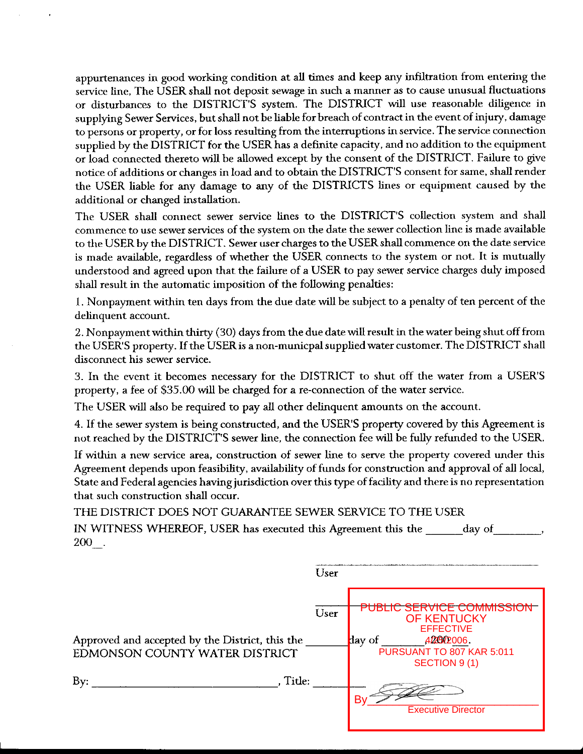appurtenances in good working condition at all times and keep any infiltration from entering the service line, The USER shall not deposit sewage in such a manner as to cause unusual fluctuations or disturbances to the DISTRICT'S system. The DISTRICT will use reasonable diligence in supplying Sewer Services, but shall not be liable for breach of contract in the event of injury, damage to persons or property, or for loss resulting from the interruptions in service. The service connection supplied by the DISTRICT for the USER has a definite capacity, and no addition to the equipment or load connected thereto will be allowed except by the consent of the DISTRICT. Failure to give notice of additions or changes in load and to obtain the DISTRICT'S consent for same, shall render the USER liable for any damage to any of the DISTRICTS lines or equipment caused by the additional or changed installation.

The USER shall connect sewer service lines to the DISTRICT'S collection system and shall commence to use sewer services of the system on the date the sewer collection line is made available to the USER by the DISTRICT. Sewer user charges to the USER shall commence on the date service is made available, regardless of whether the USER connects to the system or not. It is mutually understood and agreed upon that the failure of a USER to pay sewer service charges duly imposed shall result in the automatic imposition of the following penalties:

1. Nonpayment within ten days from the due date will be subject to a penalty of ten percent of the delinquent account.

2. Nonpayment within thirty (30) days from the due date will result in the water being shut off from the USER'S property. If the USER is a non-municpal supplied water customer. The DISTRICT shall disconnect his sewer service.

3. In the event it becomes necessary for the DISTRICT to shut off the water from a USER'S property, a fee of $35.00 will be charged for a re-connection of the water service.

The USER will also be required to pay all other delinquent amounts on the account.

4. If the sewer system is being constructed, and the USER'S property covered by this Agreement is not reached by the DISTRICT'S sewer line, the connection fee will be fully refunded to the USER.

If within a new service area, construction of sewer line to serve the property covered under this Agreement depends upon feasibility, availability of funds for construction and approval of all local, State and Federal agencies having jurisdiction over this type of facility and there is no representation that such construction shall occur.

THE DISTRICT DOES NOT GUARANTEE SEWER SERVICE TO THE USER

IN WITNESS WHEREOF, USER has executed this Agreement this the ______day of________, 200__.

______________________________
User

______________________________
User

Approved and accepted by the District, this the _______day of _______, 200__.
EDMONSON COUNTY WATER DISTRICT

By: ______________________________, Title: __________

~~PUBLIC SERVICE COMMISSION~~
OF KENTUCKY
EFFECTIVE
4/20/2006
PURSUANT TO 807 KAR 5:011
SECTION 9 (1)
By ______________________
Executive Director